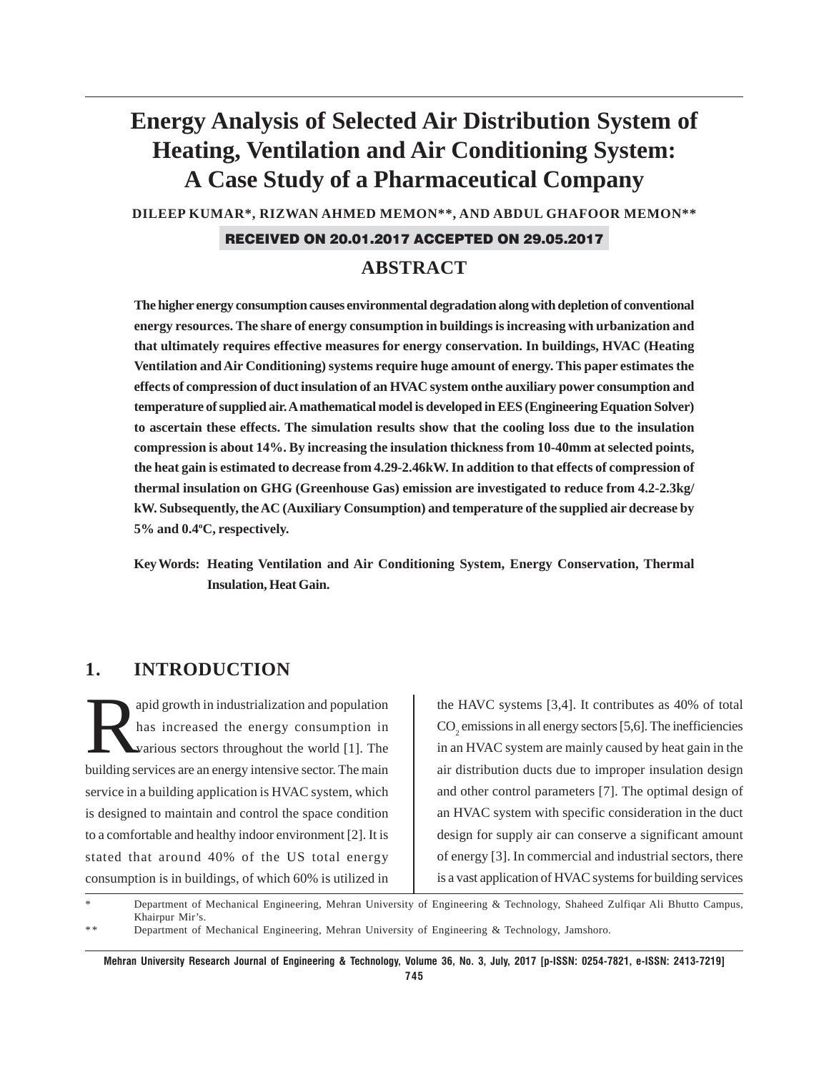# Energy Analysis of Selected Air Distribution System of Heating, Ventilation and Air Conditioning System: A Case Study of a Pharmaceutical Company

**DILEEP KUMAR*, RIZWAN AHMED MEMON**, AND ABDUL GHAFOOR MEMON****

RECEIVED ON 20.01.2017 ACCEPTED ON 29.05.2017

## ABSTRACT

**The higher energy consumption causes environmental degradation along with depletion of conventional energy resources. The share of energy consumption in buildings is increasing with urbanization and that ultimately requires effective measures for energy conservation. In buildings, HVAC (Heating Ventilation and Air Conditioning) systems require huge amount of energy. This paper estimates the effects of compression of duct insulation of an HVAC system onthe auxiliary power consumption and temperature of supplied air. A mathematical model is developed in EES (Engineering Equation Solver) to ascertain these effects. The simulation results show that the cooling loss due to the insulation compression is about 14%. By increasing the insulation thickness from 10-40mm at selected points, the heat gain is estimated to decrease from 4.29-2.46kW. In addition to that effects of compression of thermal insulation on GHG (Greenhouse Gas) emission are investigated to reduce from 4.2-2.3kg/kW. Subsequently, the AC (Auxiliary Consumption) and temperature of the supplied air decrease by 5% and 0.4ºC, respectively.**

**Key Words: Heating Ventilation and Air Conditioning System, Energy Conservation, Thermal Insulation, Heat Gain.**

## 1. INTRODUCTION

Rapid growth in industrialization and population has increased the energy consumption in various sectors throughout the world [1]. The building services are an energy intensive sector. The main service in a building application is HVAC system, which is designed to maintain and control the space condition to a comfortable and healthy indoor environment [2]. It is stated that around 40% of the US total energy consumption is in buildings, of which 60% is utilized in the HAVC systems [3,4]. It contributes as 40% of total $CO_2$ emissions in all energy sectors [5,6]. The inefficiencies in an HVAC system are mainly caused by heat gain in the air distribution ducts due to improper insulation design and other control parameters [7]. The optimal design of an HVAC system with specific consideration in the duct design for supply air can conserve a significant amount of energy [3]. In commercial and industrial sectors, there is a vast application of HVAC systems for building services

\* Department of Mechanical Engineering, Mehran University of Engineering & Technology, Shaheed Zulfiqar Ali Bhutto Campus, Khairpur Mir's.

\** Department of Mechanical Engineering, Mehran University of Engineering & Technology, Jamshoro.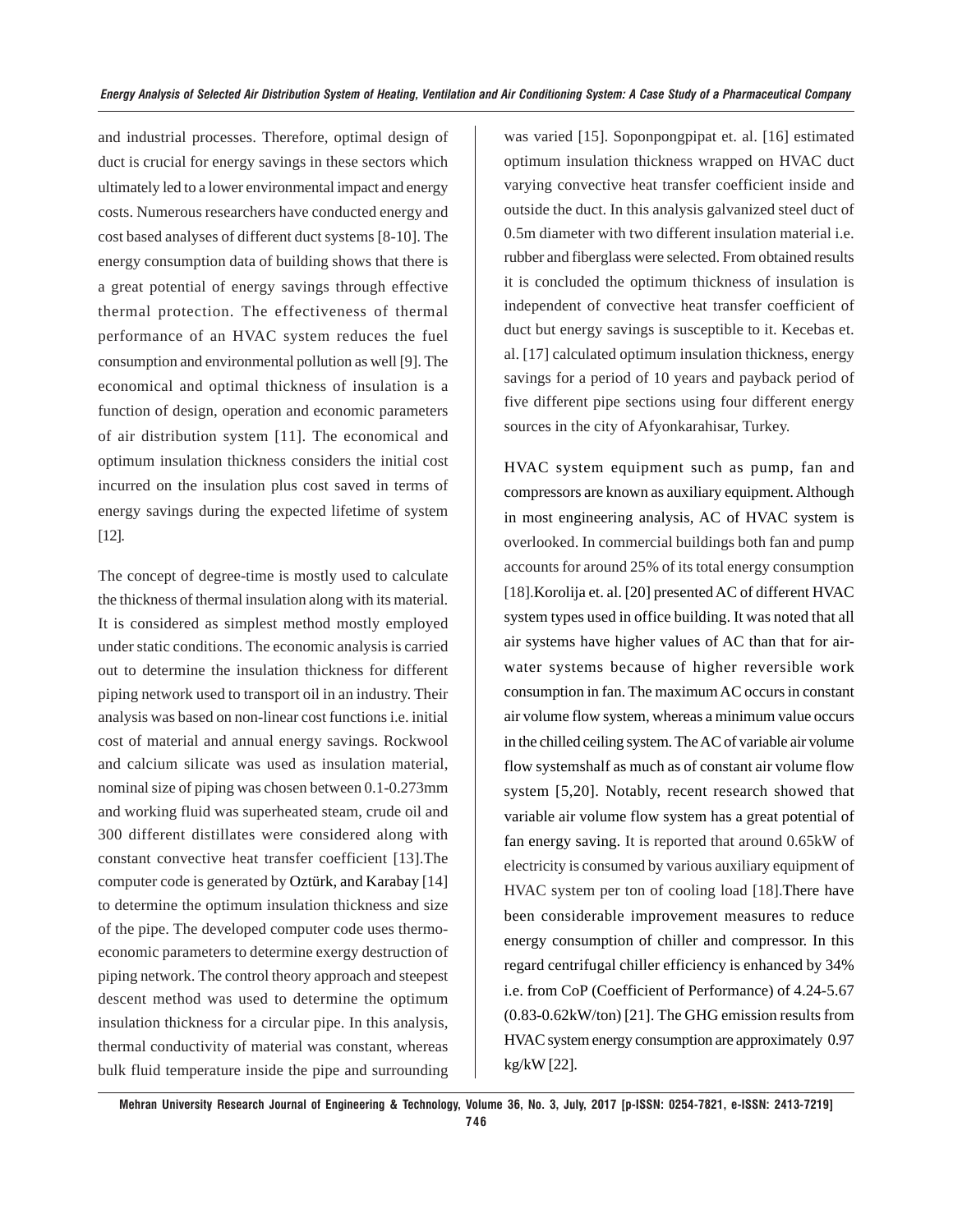and industrial processes. Therefore, optimal design of duct is crucial for energy savings in these sectors which ultimately led to a lower environmental impact and energy costs. Numerous researchers have conducted energy and cost based analyses of different duct systems [8-10]. The energy consumption data of building shows that there is a great potential of energy savings through effective thermal protection. The effectiveness of thermal performance of an HVAC system reduces the fuel consumption and environmental pollution as well [9]. The economical and optimal thickness of insulation is a function of design, operation and economic parameters of air distribution system [11]. The economical and optimum insulation thickness considers the initial cost incurred on the insulation plus cost saved in terms of energy savings during the expected lifetime of system [12].

The concept of degree-time is mostly used to calculate the thickness of thermal insulation along with its material. It is considered as simplest method mostly employed under static conditions. The economic analysis is carried out to determine the insulation thickness for different piping network used to transport oil in an industry. Their analysis was based on non-linear cost functions i.e. initial cost of material and annual energy savings. Rockwool and calcium silicate was used as insulation material, nominal size of piping was chosen between 0.1-0.273mm and working fluid was superheated steam, crude oil and 300 different distillates were considered along with constant convective heat transfer coefficient [13].The computer code is generated by Oztürk, and Karabay [14] to determine the optimum insulation thickness and size of the pipe. The developed computer code uses thermo-economic parameters to determine exergy destruction of piping network. The control theory approach and steepest descent method was used to determine the optimum insulation thickness for a circular pipe. In this analysis, thermal conductivity of material was constant, whereas bulk fluid temperature inside the pipe and surrounding was varied [15]. Soponpongpipat et. al. [16] estimated optimum insulation thickness wrapped on HVAC duct varying convective heat transfer coefficient inside and outside the duct. In this analysis galvanized steel duct of 0.5m diameter with two different insulation material i.e. rubber and fiberglass were selected. From obtained results it is concluded the optimum thickness of insulation is independent of convective heat transfer coefficient of duct but energy savings is susceptible to it. Kecebas et. al. [17] calculated optimum insulation thickness, energy savings for a period of 10 years and payback period of five different pipe sections using four different energy sources in the city of Afyonkarahisar, Turkey.

HVAC system equipment such as pump, fan and compressors are known as auxiliary equipment. Although in most engineering analysis, AC of HVAC system is overlooked. In commercial buildings both fan and pump accounts for around 25% of its total energy consumption [18].Korolija et. al. [20] presented AC of different HVAC system types used in office building. It was noted that all air systems have higher values of AC than that for air-water systems because of higher reversible work consumption in fan. The maximum AC occurs in constant air volume flow system, whereas a minimum value occurs in the chilled ceiling system. The AC of variable air volume flow systemshalf as much as of constant air volume flow system [5,20]. Notably, recent research showed that variable air volume flow system has a great potential of fan energy saving. It is reported that around 0.65kW of electricity is consumed by various auxiliary equipment of HVAC system per ton of cooling load [18].There have been considerable improvement measures to reduce energy consumption of chiller and compressor. In this regard centrifugal chiller efficiency is enhanced by 34% i.e. from CoP (Coefficient of Performance) of 4.24-5.67 (0.83-0.62kW/ton) [21]. The GHG emission results from HVAC system energy consumption are approximately 0.97 kg/kW [22].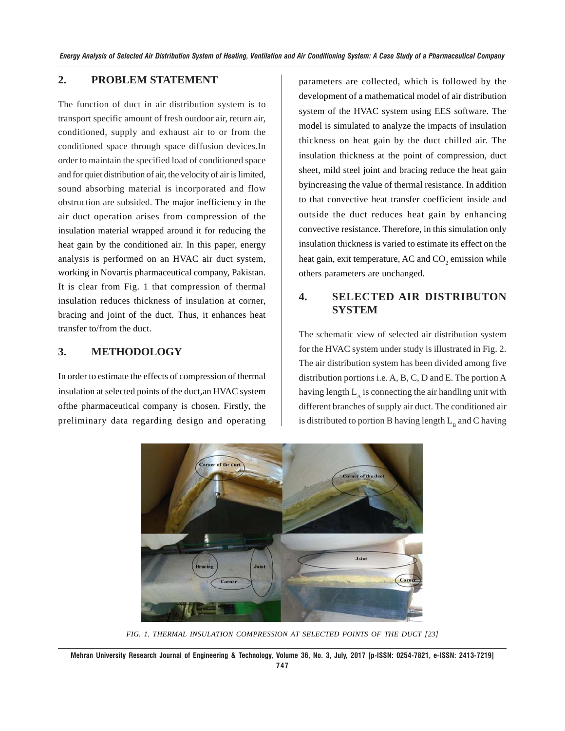## 2. PROBLEM STATEMENT

The function of duct in air distribution system is to transport specific amount of fresh outdoor air, return air, conditioned, supply and exhaust air to or from the conditioned space through space diffusion devices.In order to maintain the specified load of conditioned space and for quiet distribution of air, the velocity of air is limited, sound absorbing material is incorporated and flow obstruction are subsided. The major inefficiency in the air duct operation arises from compression of the insulation material wrapped around it for reducing the heat gain by the conditioned air. In this paper, energy analysis is performed on an HVAC air duct system, working in Novartis pharmaceutical company, Pakistan. It is clear from Fig. 1 that compression of thermal insulation reduces thickness of insulation at corner, bracing and joint of the duct. Thus, it enhances heat transfer to/from the duct.

## 3. METHODOLOGY

In order to estimate the effects of compression of thermal insulation at selected points of the duct,an HVAC system ofthe pharmaceutical company is chosen. Firstly, the preliminary data regarding design and operating parameters are collected, which is followed by the development of a mathematical model of air distribution system of the HVAC system using EES software. The model is simulated to analyze the impacts of insulation thickness on heat gain by the duct chilled air. The insulation thickness at the point of compression, duct sheet, mild steel joint and bracing reduce the heat gain byincreasing the value of thermal resistance. In addition to that convective heat transfer coefficient inside and outside the duct reduces heat gain by enhancing convective resistance. Therefore, in this simulation only insulation thickness is varied to estimate its effect on the heat gain, exit temperature, AC and $CO_2$ emission while others parameters are unchanged.

## 4. SELECTED AIR DISTRIBUTON SYSTEM

The schematic view of selected air distribution system for the HVAC system under study is illustrated in Fig. 2. The air distribution system has been divided among five distribution portions i.e. A, B, C, D and E. The portion A having length $L_A$ is connecting the air handling unit with different branches of supply air duct. The conditioned air is distributed to portion B having length $L_B$ and C having

FIG. 1. THERMAL INSULATION COMPRESSION AT SELECTED POINTS OF THE DUCT [23]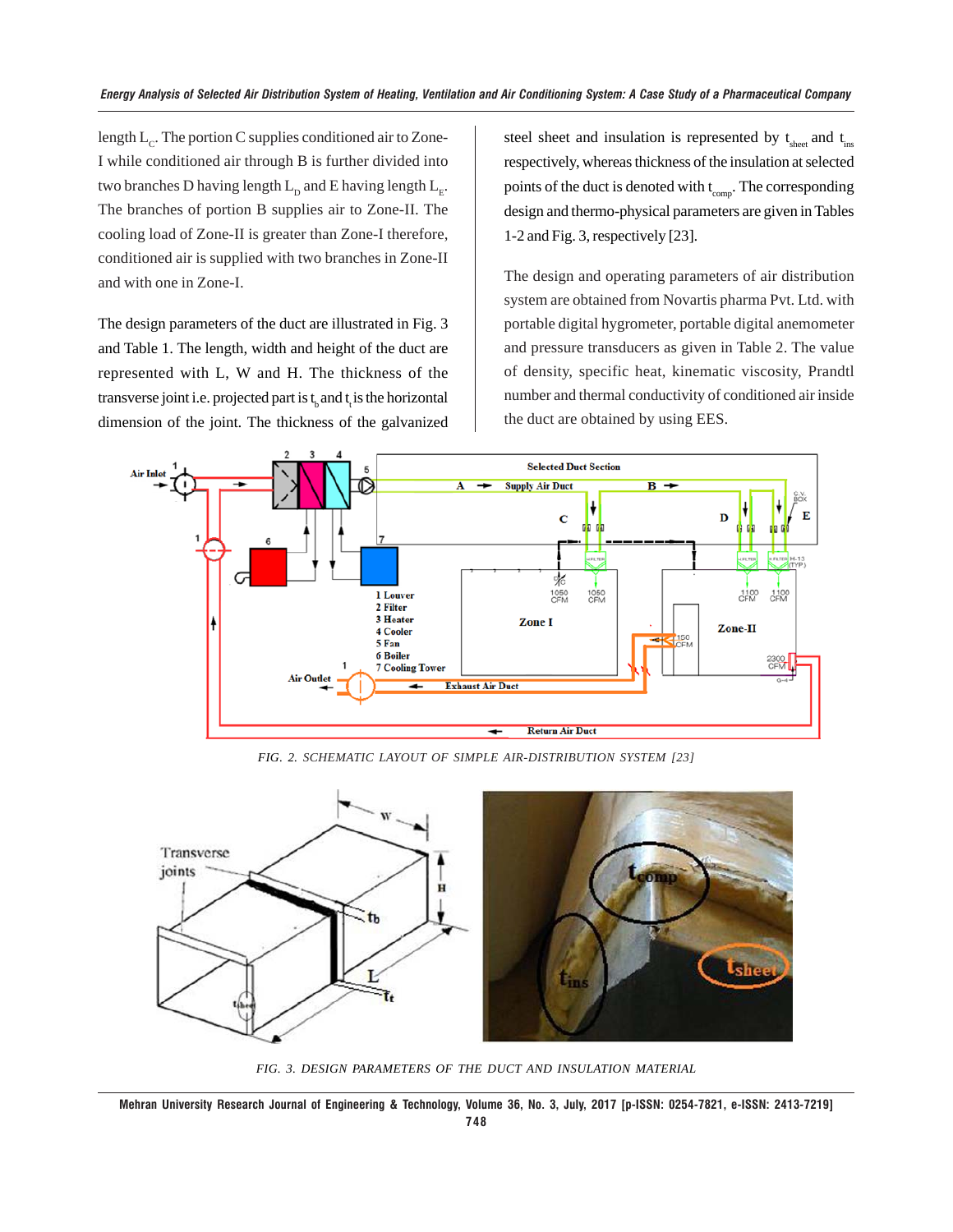length $L_C$. The portion C supplies conditioned air to Zone-I while conditioned air through B is further divided into two branches D having length $L_D$ and E having length $L_E$. The branches of portion B supplies air to Zone-II. The cooling load of Zone-II is greater than Zone-I therefore, conditioned air is supplied with two branches in Zone-II and with one in Zone-I.

The design parameters of the duct are illustrated in Fig. 3 and Table 1. The length, width and height of the duct are represented with L, W and H. The thickness of the transverse joint i.e. projected part is $t_b$ and $t_t$ is the horizontal dimension of the joint. The thickness of the galvanized steel sheet and insulation is represented by $t_{sheet}$ and $t_{ins}$ respectively, whereas thickness of the insulation at selected points of the duct is denoted with $t_{comp}$. The corresponding design and thermo-physical parameters are given in Tables 1-2 and Fig. 3, respectively [23].

The design and operating parameters of air distribution system are obtained from Novartis pharma Pvt. Ltd. with portable digital hygrometer, portable digital anemometer and pressure transducers as given in Table 2. The value of density, specific heat, kinematic viscosity, Prandtl number and thermal conductivity of conditioned air inside the duct are obtained by using EES.

FIG. 2. SCHEMATIC LAYOUT OF SIMPLE AIR-DISTRIBUTION SYSTEM [23]

FIG. 3. DESIGN PARAMETERS OF THE DUCT AND INSULATION MATERIAL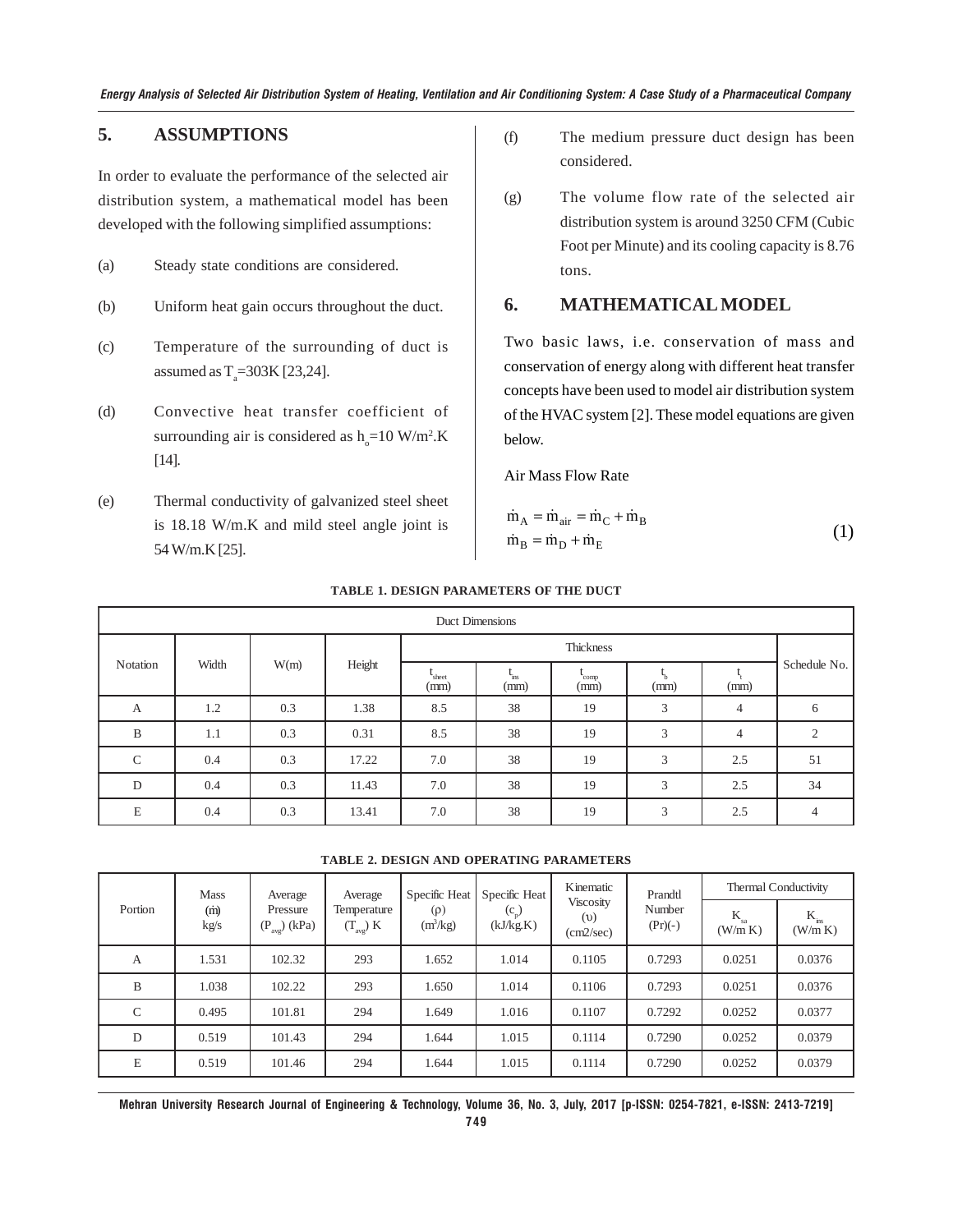## 5. ASSUMPTIONS

In order to evaluate the performance of the selected air distribution system, a mathematical model has been developed with the following simplified assumptions:

(a) Steady state conditions are considered.

(b) Uniform heat gain occurs throughout the duct.

(c) Temperature of the surrounding of duct is assumed as $T_a$=303K [23,24].

(d) Convective heat transfer coefficient of surrounding air is considered as $h_o$=10 W/m$^2$.K [14].

(e) Thermal conductivity of galvanized steel sheet is 18.18 W/m.K and mild steel angle joint is 54 W/m.K [25].

(f) The medium pressure duct design has been considered.

(g) The volume flow rate of the selected air distribution system is around 3250 CFM (Cubic Foot per Minute) and its cooling capacity is 8.76 tons.

## 6. MATHEMATICAL MODEL

Two basic laws, i.e. conservation of mass and conservation of energy along with different heat transfer concepts have been used to model air distribution system of the HVAC system [2]. These model equations are given below.

Air Mass Flow Rate

$$\dot{m}_A = \dot{m}_{air} = \dot{m}_C + \dot{m}_B$$
$$\dot{m}_B = \dot{m}_D + \dot{m}_E \tag{1}$$

**TABLE 1. DESIGN PARAMETERS OF THE DUCT**

| Duct Dimensions | | | | | | | | | |
|---|---|---|---|---|---|---|---|---|---|
| Notation | Width | W(m) | Height | Thickness | | | | | Schedule No. |
| | | | | $t_{sheet}$ (mm) | $t_{ins}$ (mm) | $t_{comp}$ (mm) | $t_b$ (mm) | $t_t$ (mm) | |
| A | 1.2 | 0.3 | 1.38 | 8.5 | 38 | 19 | 3 | 4 | 6 |
| B | 1.1 | 0.3 | 0.31 | 8.5 | 38 | 19 | 3 | 4 | 2 |
| C | 0.4 | 0.3 | 17.22 | 7.0 | 38 | 19 | 3 | 2.5 | 51 |
| D | 0.4 | 0.3 | 11.43 | 7.0 | 38 | 19 | 3 | 2.5 | 34 |
| E | 0.4 | 0.3 | 13.41 | 7.0 | 38 | 19 | 3 | 2.5 | 4 |

**TABLE 2. DESIGN AND OPERATING PARAMETERS**

| Portion | Mass ($\dot{m}$) kg/s | Average Pressure ($P_{avg}$) (kPa) | Average Temperature ($T_{avg}$) K | Specific Heat ($\rho$) (m$^3$/kg) | Specific Heat ($c_p$) (kJ/kg.K) | Kinematic Viscosity ($\upsilon$) (cm2/sec) | Prandtl Number (Pr)(-) | Thermal Conductivity | |
|---|---|---|---|---|---|---|---|---|---|
| | | | | | | | | $K_{sa}$ (W/m K) | $K_{ins}$ (W/m K) |
| A | 1.531 | 102.32 | 293 | 1.652 | 1.014 | 0.1105 | 0.7293 | 0.0251 | 0.0376 |
| B | 1.038 | 102.22 | 293 | 1.650 | 1.014 | 0.1106 | 0.7293 | 0.0251 | 0.0376 |
| C | 0.495 | 101.81 | 294 | 1.649 | 1.016 | 0.1107 | 0.7292 | 0.0252 | 0.0377 |
| D | 0.519 | 101.43 | 294 | 1.644 | 1.015 | 0.1114 | 0.7290 | 0.0252 | 0.0379 |
| E | 0.519 | 101.46 | 294 | 1.644 | 1.015 | 0.1114 | 0.7290 | 0.0252 | 0.0379 |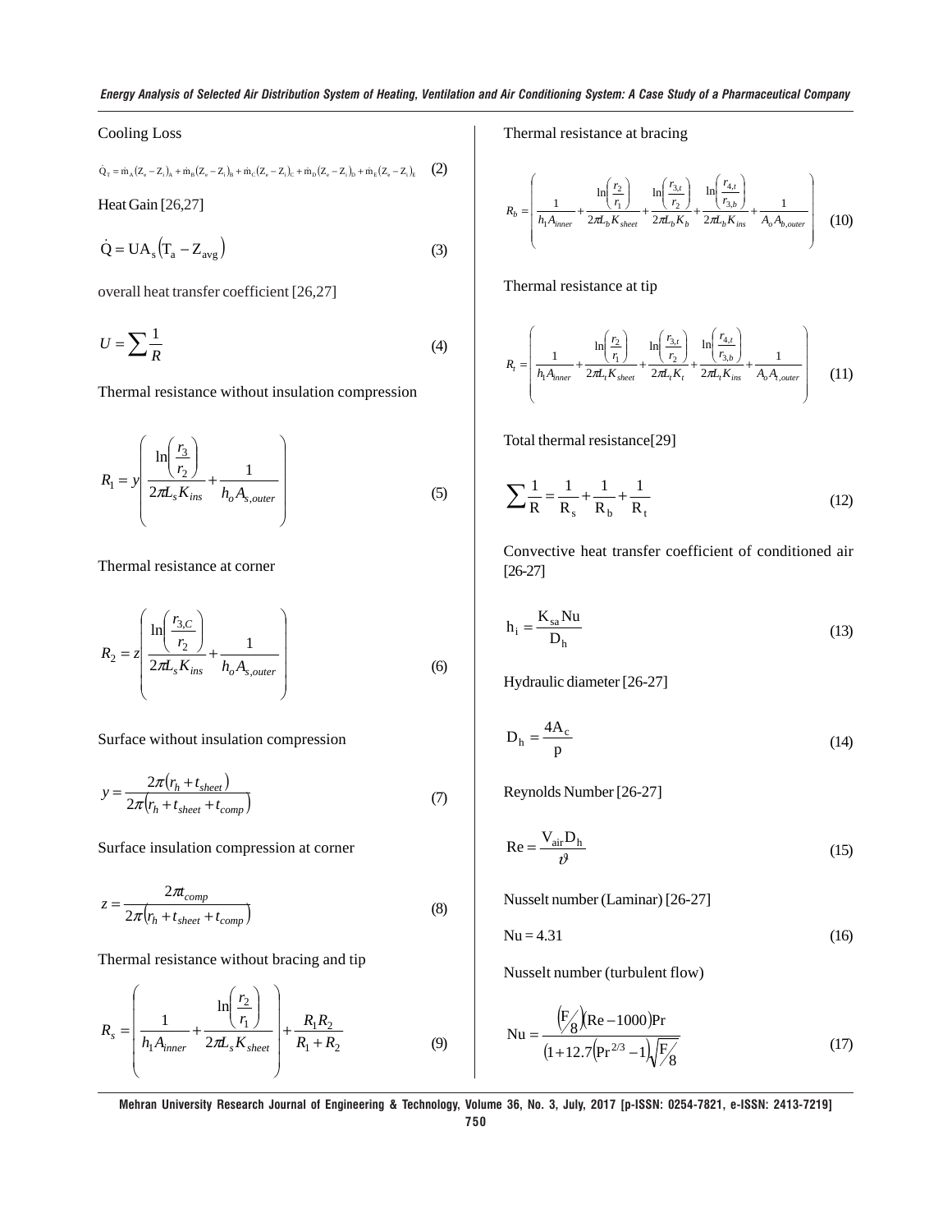Cooling Loss

$$\dot{Q}_T = \dot{m}_A (Z_e - Z_i)_A + \dot{m}_B (Z_e - Z_i)_B + \dot{m}_C (Z_e - Z_i)_C + \dot{m}_D (Z_e - Z_i)_D + \dot{m}_E (Z_e - Z_i)_E \quad (2)$$

Heat Gain [26,27]

$$\dot{Q} = UA_s (T_a - Z_{avg}) \quad (3)$$

overall heat transfer coefficient [26,27]

$$U = \sum \frac{1}{R} \quad (4)$$

Thermal resistance without insulation compression

$$R_1 = y \left( \frac{\ln\left(\frac{r_3}{r_2}\right)}{2\pi L_s K_{ins}} + \frac{1}{h_o A_{s,outer}} \right) \quad (5)$$

Thermal resistance at corner

$$R_2 = z \left( \frac{\ln\left(\frac{r_{3,C}}{r_2}\right)}{2\pi L_s K_{ins}} + \frac{1}{h_o A_{s,outer}} \right) \quad (6)$$

Surface without insulation compression

$$y = \frac{2\pi (r_h + t_{sheet})}{2\pi (r_h + t_{sheet} + t_{comp})} \quad (7)$$

Surface insulation compression at corner

$$z = \frac{2\pi t_{comp}}{2\pi (r_h + t_{sheet} + t_{comp})} \quad (8)$$

Thermal resistance without bracing and tip

$$R_s = \left( \frac{1}{h_1 A_{inner}} + \frac{\ln\left(\frac{r_2}{r_1}\right)}{2\pi L_s K_{sheet}} \right) + \frac{R_1 R_2}{R_1 + R_2} \quad (9)$$

Thermal resistance at bracing

$$R_b = \left( \frac{1}{h_1 A_{inner}} + \frac{\ln\left(\frac{r_2}{r_1}\right)}{2\pi L_b K_{sheet}} + \frac{\ln\left(\frac{r_{3,t}}{r_2}\right)}{2\pi L_b K_b} + \frac{\ln\left(\frac{r_{4,t}}{r_{3,b}}\right)}{2\pi L_b K_{ins}} + \frac{1}{A_o A_{b,outer}} \right) \quad (10)$$

Thermal resistance at tip

$$R_t = \left( \frac{1}{h_1 A_{inner}} + \frac{\ln\left(\frac{r_2}{r_1}\right)}{2\pi L_t K_{sheet}} + \frac{\ln\left(\frac{r_{3,t}}{r_2}\right)}{2\pi L_t K_t} + \frac{\ln\left(\frac{r_{4,t}}{r_{3,b}}\right)}{2\pi L_t K_{ins}} + \frac{1}{A_o A_{t,outer}} \right) \quad (11)$$

Total thermal resistance[29]

$$\sum \frac{1}{R} = \frac{1}{R_s} + \frac{1}{R_b} + \frac{1}{R_t} \quad (12)$$

Convective heat transfer coefficient of conditioned air [26-27]

$$h_i = \frac{K_{sa} Nu}{D_h} \quad (13)$$

Hydraulic diameter [26-27]

$$D_h = \frac{4A_c}{p} \quad (14)$$

Reynolds Number [26-27]

$$Re = \frac{V_{air} D_h}{\vartheta} \quad (15)$$

Nusselt number (Laminar) [26-27]

$$Nu = 4.31 \quad (16)$$

Nusselt number (turbulent flow)

$$Nu = \frac{\left(F/8\right)(Re - 1000)Pr}{\left(1 + 12.7\left(Pr^{2/3} - 1\right)\sqrt{F/8}\right)} \quad (17)$$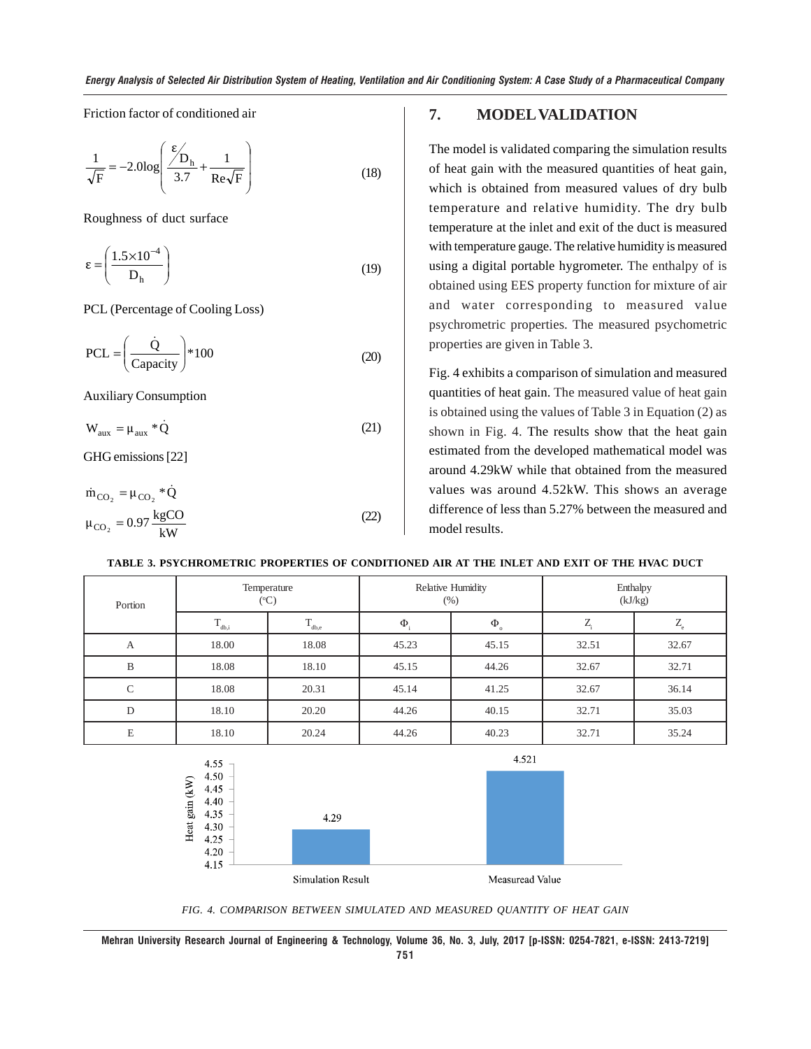Friction factor of conditioned air

$$\frac{1}{\sqrt{F}} = -2.0\log\left(\frac{\varepsilon / D_h}{3.7} + \frac{1}{Re\sqrt{F}}\right) \tag{18}$$

Roughness of duct surface

$$\varepsilon = \left(\frac{1.5\times10^{-4}}{D_h}\right) \tag{19}$$

PCL (Percentage of Cooling Loss)

$$PCL = \left(\frac{\dot{Q}}{Capacity}\right)*100 \tag{20}$$

Auxiliary Consumption

$$W_{aux} = \mu_{aux} * \dot{Q} \tag{21}$$

GHG emissions [22]

$$\dot{m}_{CO_2} = \mu_{CO_2} * \dot{Q}$$
$$\mu_{CO_2} = 0.97\,\frac{kgCO}{kW} \tag{22}$$

## 7. MODEL VALIDATION

The model is validated comparing the simulation results of heat gain with the measured quantities of heat gain, which is obtained from measured values of dry bulb temperature and relative humidity. The dry bulb temperature at the inlet and exit of the duct is measured with temperature gauge. The relative humidity is measured using a digital portable hygrometer. The enthalpy of is obtained using EES property function for mixture of air and water corresponding to measured value psychrometric properties. The measured psychometric properties are given in Table 3.

Fig. 4 exhibits a comparison of simulation and measured quantities of heat gain. The measured value of heat gain is obtained using the values of Table 3 in Equation (2) as shown in Fig. 4. The results show that the heat gain estimated from the developed mathematical model was around 4.29kW while that obtained from the measured values was around 4.52kW. This shows an average difference of less than 5.27% between the measured and model results.

**TABLE 3. PSYCHROMETRIC PROPERTIES OF CONDITIONED AIR AT THE INLET AND EXIT OF THE HVAC DUCT**

| Portion | Temperature (°C) | | Relative Humidity (%) | | Enthalpy (kJ/kg) | |
|---|---|---|---|---|---|---|
| | $T_{db,i}$ | $T_{db,e}$ | $\Phi_i$ | $\Phi_o$ | $Z_i$ | $Z_e$ |
| A | 18.00 | 18.08 | 45.23 | 45.15 | 32.51 | 32.67 |
| B | 18.08 | 18.10 | 45.15 | 44.26 | 32.67 | 32.71 |
| C | 18.08 | 20.31 | 45.14 | 41.25 | 32.67 | 36.14 |
| D | 18.10 | 20.20 | 44.26 | 40.15 | 32.71 | 35.03 |
| E | 18.10 | 20.24 | 44.26 | 40.23 | 32.71 | 35.24 |

| | Simulation Result | Measuread Value |
|---|---|---|
| Heat gain (kW) | 4.29 | 4.521 |

*FIG. 4. COMPARISON BETWEEN SIMULATED AND MEASURED QUANTITY OF HEAT GAIN*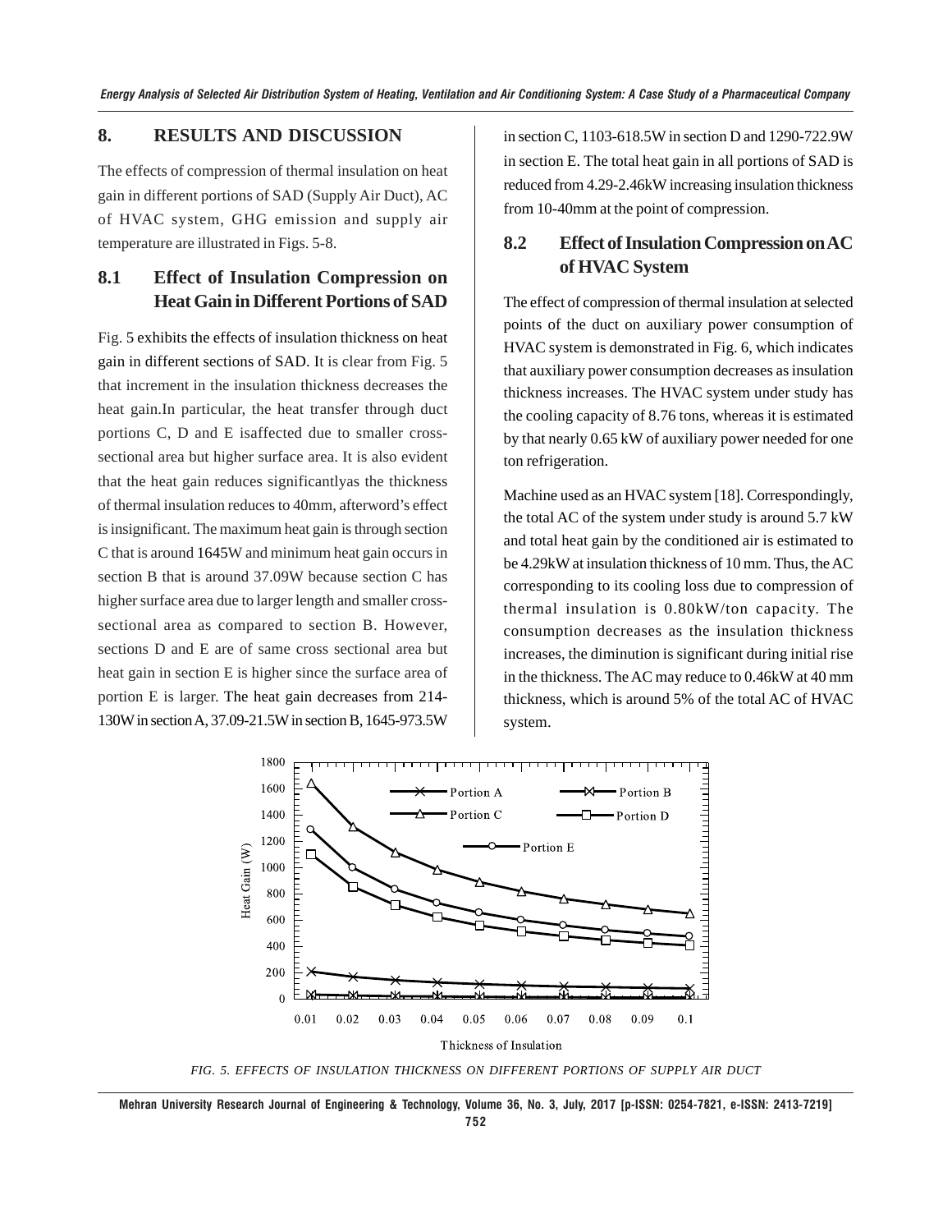## 8. RESULTS AND DISCUSSION

The effects of compression of thermal insulation on heat gain in different portions of SAD (Supply Air Duct), AC of HVAC system, GHG emission and supply air temperature are illustrated in Figs. 5-8.

### 8.1 Effect of Insulation Compression on Heat Gain in Different Portions of SAD

Fig. 5 exhibits the effects of insulation thickness on heat gain in different sections of SAD. It is clear from Fig. 5 that increment in the insulation thickness decreases the heat gain.In particular, the heat transfer through duct portions C, D and E isaffected due to smaller cross-sectional area but higher surface area. It is also evident that the heat gain reduces significantlyas the thickness of thermal insulation reduces to 40mm, afterword's effect is insignificant. The maximum heat gain is through section C that is around 1645W and minimum heat gain occurs in section B that is around 37.09W because section C has higher surface area due to larger length and smaller cross-sectional area as compared to section B. However, sections D and E are of same cross sectional area but heat gain in section E is higher since the surface area of portion E is larger. The heat gain decreases from 214-130W in section A, 37.09-21.5W in section B, 1645-973.5W in section C, 1103-618.5W in section D and 1290-722.9W in section E. The total heat gain in all portions of SAD is reduced from 4.29-2.46kW increasing insulation thickness from 10-40mm at the point of compression.

### 8.2 Effect of Insulation Compression on AC of HVAC System

The effect of compression of thermal insulation at selected points of the duct on auxiliary power consumption of HVAC system is demonstrated in Fig. 6, which indicates that auxiliary power consumption decreases as insulation thickness increases. The HVAC system under study has the cooling capacity of 8.76 tons, whereas it is estimated by that nearly 0.65 kW of auxiliary power needed for one ton refrigeration.

Machine used as an HVAC system [18]. Correspondingly, the total AC of the system under study is around 5.7 kW and total heat gain by the conditioned air is estimated to be 4.29kW at insulation thickness of 10 mm. Thus, the AC corresponding to its cooling loss due to compression of thermal insulation is 0.80kW/ton capacity. The consumption decreases as the insulation thickness increases, the diminution is significant during initial rise in the thickness. The AC may reduce to 0.46kW at 40 mm thickness, which is around 5% of the total AC of HVAC system.

FIG. 5. EFFECTS OF INSULATION THICKNESS ON DIFFERENT PORTIONS OF SUPPLY AIR DUCT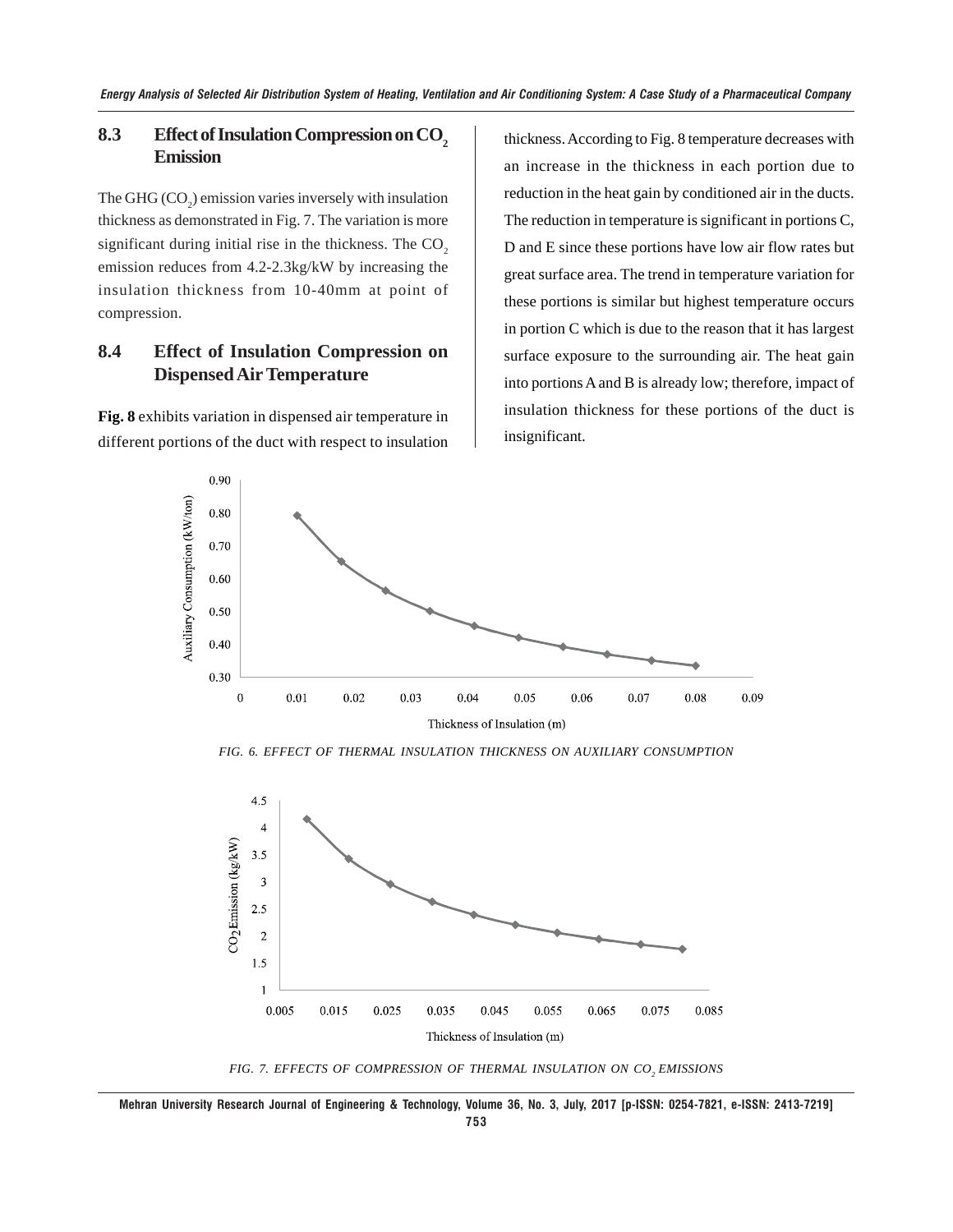### 8.3 Effect of Insulation Compression on $CO_2$ Emission

The GHG ($CO_2$) emission varies inversely with insulation thickness as demonstrated in Fig. 7. The variation is more significant during initial rise in the thickness. The $CO_2$ emission reduces from 4.2-2.3kg/kW by increasing the insulation thickness from 10-40mm at point of compression.

### 8.4 Effect of Insulation Compression on Dispensed Air Temperature

**Fig. 8** exhibits variation in dispensed air temperature in different portions of the duct with respect to insulation thickness. According to Fig. 8 temperature decreases with an increase in the thickness in each portion due to reduction in the heat gain by conditioned air in the ducts. The reduction in temperature is significant in portions C, D and E since these portions have low air flow rates but great surface area. The trend in temperature variation for these portions is similar but highest temperature occurs in portion C which is due to the reason that it has largest surface exposure to the surrounding air. The heat gain into portions A and B is already low; therefore, impact of insulation thickness for these portions of the duct is insignificant.

*FIG. 6. EFFECT OF THERMAL INSULATION THICKNESS ON AUXILIARY CONSUMPTION*

*FIG. 7. EFFECTS OF COMPRESSION OF THERMAL INSULATION ON $CO_2$ EMISSIONS*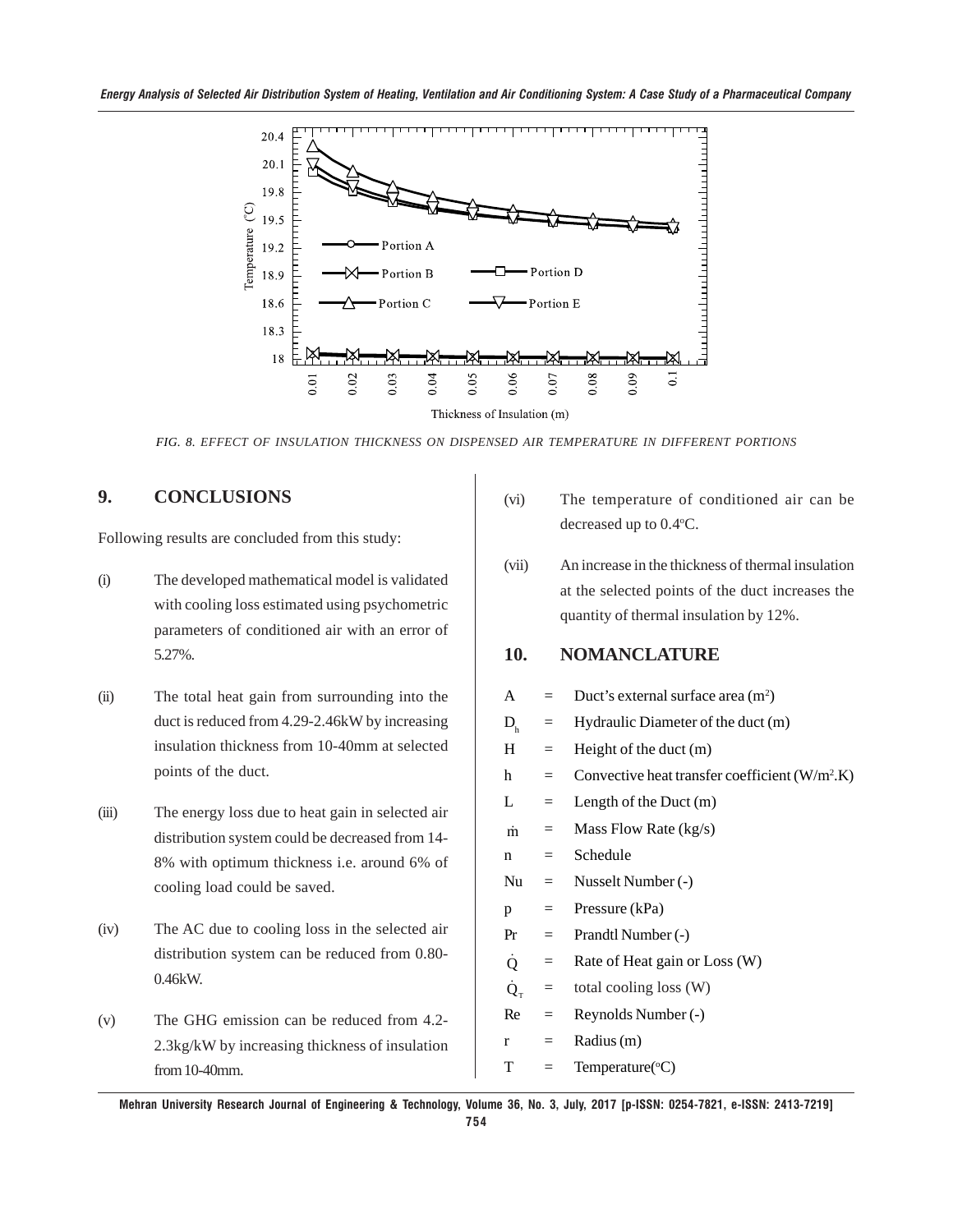FIG. 8. EFFECT OF INSULATION THICKNESS ON DISPENSED AIR TEMPERATURE IN DIFFERENT PORTIONS

## 9. CONCLUSIONS

Following results are concluded from this study:

(i) The developed mathematical model is validated with cooling loss estimated using psychometric parameters of conditioned air with an error of 5.27%.

(ii) The total heat gain from surrounding into the duct is reduced from 4.29-2.46kW by increasing insulation thickness from 10-40mm at selected points of the duct.

(iii) The energy loss due to heat gain in selected air distribution system could be decreased from 14-8% with optimum thickness i.e. around 6% of cooling load could be saved.

(iv) The AC due to cooling loss in the selected air distribution system can be reduced from 0.80-0.46kW.

(v) The GHG emission can be reduced from 4.2-2.3kg/kW by increasing thickness of insulation from 10-40mm.

(vi) The temperature of conditioned air can be decreased up to 0.4°C.

(vii) An increase in the thickness of thermal insulation at the selected points of the duct increases the quantity of thermal insulation by 12%.

## 10. NOMANCLATURE

| | | |
|---|---|---|
| $A$ | = | Duct's external surface area ($m^2$) |
| $D_h$ | = | Hydraulic Diameter of the duct (m) |
| $H$ | = | Height of the duct (m) |
| $h$ | = | Convective heat transfer coefficient ($W/m^2.K$) |
| $L$ | = | Length of the Duct (m) |
| $\dot{m}$ | = | Mass Flow Rate (kg/s) |
| $n$ | = | Schedule |
| $Nu$ | = | Nusselt Number (-) |
| $p$ | = | Pressure (kPa) |
| $Pr$ | = | Prandtl Number (-) |
| $\dot{Q}$ | = | Rate of Heat gain or Loss (W) |
| $\dot{Q}_T$ | = | total cooling loss (W) |
| $Re$ | = | Reynolds Number (-) |
| $r$ | = | Radius (m) |
| $T$ | = | Temperature(°C) |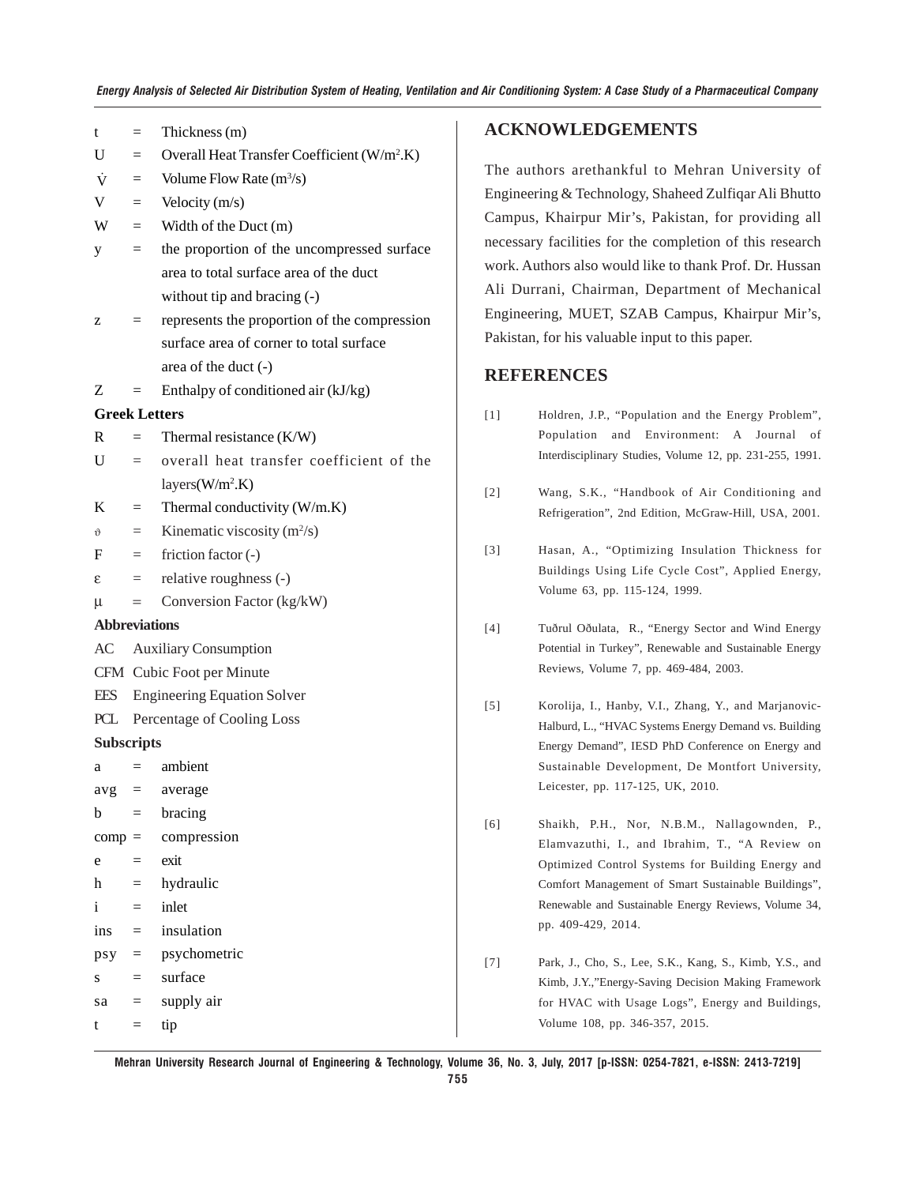t = Thickness (m)

U = Overall Heat Transfer Coefficient ($W/m^2.K$)

$\dot{V}$ = Volume Flow Rate ($m^3/s$)

V = Velocity (m/s)

W = Width of the Duct (m)

y = the proportion of the uncompressed surface area to total surface area of the duct without tip and bracing (-)

z = represents the proportion of the compression surface area of corner to total surface area of the duct (-)

Z = Enthalpy of conditioned air (kJ/kg)

**Greek Letters**

R = Thermal resistance (K/W)

U = overall heat transfer coefficient of the layers($W/m^2.K$)

K = Thermal conductivity (W/m.K)

$\vartheta$ = Kinematic viscosity ($m^2/s$)

F = friction factor (-)

$\varepsilon$ = relative roughness (-)

$\mu$ = Conversion Factor (kg/kW)

**Abbreviations**

AC Auxiliary Consumption

CFM Cubic Foot per Minute

EES Engineering Equation Solver

PCL Percentage of Cooling Loss

**Subscripts**

a = ambient

avg = average

b = bracing

comp = compression

e = exit

h = hydraulic

i = inlet

ins = insulation

psy = psychometric

s = surface

sa = supply air

t = tip

## ACKNOWLEDGEMENTS

The authors arethankful to Mehran University of Engineering & Technology, Shaheed Zulfiqar Ali Bhutto Campus, Khairpur Mir's, Pakistan, for providing all necessary facilities for the completion of this research work. Authors also would like to thank Prof. Dr. Hussan Ali Durrani, Chairman, Department of Mechanical Engineering, MUET, SZAB Campus, Khairpur Mir's, Pakistan, for his valuable input to this paper.

## REFERENCES

[1] Holdren, J.P., "Population and the Energy Problem", Population and Environment: A Journal of Interdisciplinary Studies, Volume 12, pp. 231-255, 1991.

[2] Wang, S.K., "Handbook of Air Conditioning and Refrigeration", 2nd Edition, McGraw-Hill, USA, 2001.

[3] Hasan, A., "Optimizing Insulation Thickness for Buildings Using Life Cycle Cost", Applied Energy, Volume 63, pp. 115-124, 1999.

[4] Tuðrul Oðulata, R., "Energy Sector and Wind Energy Potential in Turkey", Renewable and Sustainable Energy Reviews, Volume 7, pp. 469-484, 2003.

[5] Korolija, I., Hanby, V.I., Zhang, Y., and Marjanovic-Halburd, L., "HVAC Systems Energy Demand vs. Building Energy Demand", IESD PhD Conference on Energy and Sustainable Development, De Montfort University, Leicester, pp. 117-125, UK, 2010.

[6] Shaikh, P.H., Nor, N.B.M., Nallagownden, P., Elamvazuthi, I., and Ibrahim, T., "A Review on Optimized Control Systems for Building Energy and Comfort Management of Smart Sustainable Buildings", Renewable and Sustainable Energy Reviews, Volume 34, pp. 409-429, 2014.

[7] Park, J., Cho, S., Lee, S.K., Kang, S., Kimb, Y.S., and Kimb, J.Y.,"Energy-Saving Decision Making Framework for HVAC with Usage Logs", Energy and Buildings, Volume 108, pp. 346-357, 2015.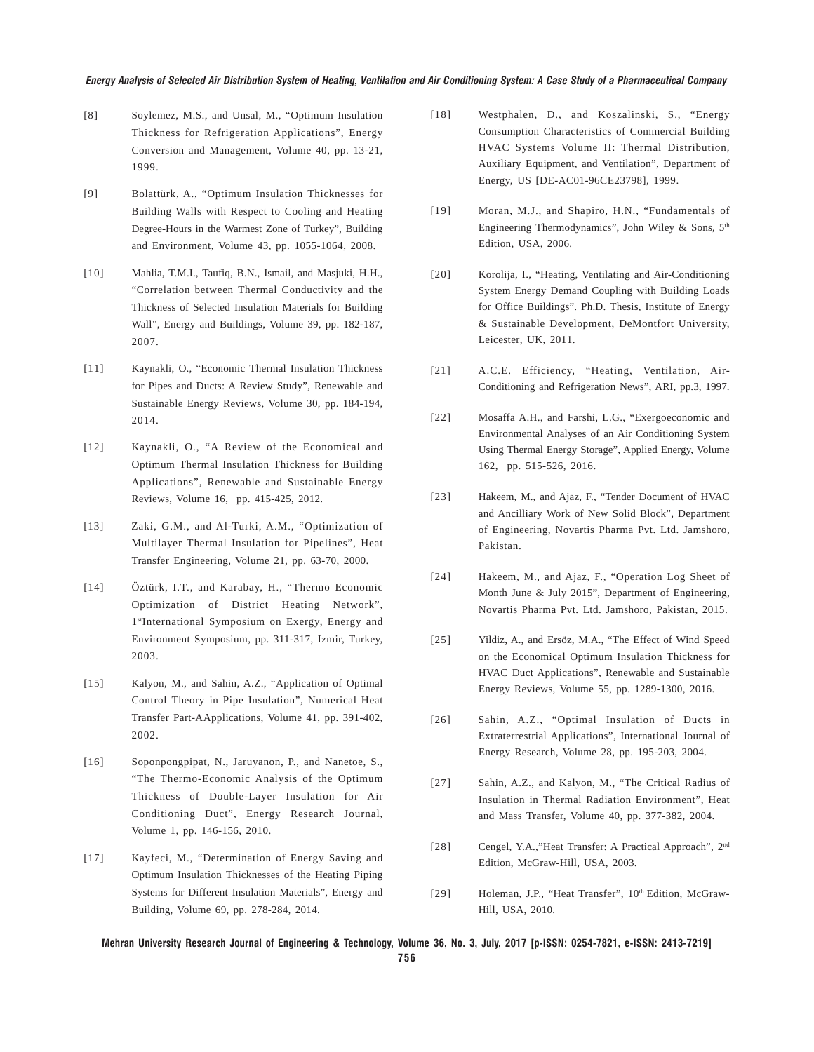[8] Soylemez, M.S., and Unsal, M., "Optimum Insulation Thickness for Refrigeration Applications", Energy Conversion and Management, Volume 40, pp. 13-21, 1999.

[9] Bolattürk, A., "Optimum Insulation Thicknesses for Building Walls with Respect to Cooling and Heating Degree-Hours in the Warmest Zone of Turkey", Building and Environment, Volume 43, pp. 1055-1064, 2008.

[10] Mahlia, T.M.I., Taufiq, B.N., Ismail, and Masjuki, H.H., "Correlation between Thermal Conductivity and the Thickness of Selected Insulation Materials for Building Wall", Energy and Buildings, Volume 39, pp. 182-187, 2007.

[11] Kaynakli, O., "Economic Thermal Insulation Thickness for Pipes and Ducts: A Review Study", Renewable and Sustainable Energy Reviews, Volume 30, pp. 184-194, 2014.

[12] Kaynakli, O., "A Review of the Economical and Optimum Thermal Insulation Thickness for Building Applications", Renewable and Sustainable Energy Reviews, Volume 16, pp. 415-425, 2012.

[13] Zaki, G.M., and Al-Turki, A.M., "Optimization of Multilayer Thermal Insulation for Pipelines", Heat Transfer Engineering, Volume 21, pp. 63-70, 2000.

[14] Öztürk, I.T., and Karabay, H., "Thermo Economic Optimization of District Heating Network", 1st International Symposium on Exergy, Energy and Environment Symposium, pp. 311-317, Izmir, Turkey, 2003.

[15] Kalyon, M., and Sahin, A.Z., "Application of Optimal Control Theory in Pipe Insulation", Numerical Heat Transfer Part-AApplications, Volume 41, pp. 391-402, 2002.

[16] Soponpongpipat, N., Jaruyanon, P., and Nanetoe, S., "The Thermo-Economic Analysis of the Optimum Thickness of Double-Layer Insulation for Air Conditioning Duct", Energy Research Journal, Volume 1, pp. 146-156, 2010.

[17] Kayfeci, M., "Determination of Energy Saving and Optimum Insulation Thicknesses of the Heating Piping Systems for Different Insulation Materials", Energy and Building, Volume 69, pp. 278-284, 2014.

[18] Westphalen, D., and Koszalinski, S., "Energy Consumption Characteristics of Commercial Building HVAC Systems Volume II: Thermal Distribution, Auxiliary Equipment, and Ventilation", Department of Energy, US [DE-AC01-96CE23798], 1999.

[19] Moran, M.J., and Shapiro, H.N., "Fundamentals of Engineering Thermodynamics", John Wiley & Sons, 5th Edition, USA, 2006.

[20] Korolija, I., "Heating, Ventilating and Air-Conditioning System Energy Demand Coupling with Building Loads for Office Buildings". Ph.D. Thesis, Institute of Energy & Sustainable Development, DeMontfort University, Leicester, UK, 2011.

[21] A.C.E. Efficiency, "Heating, Ventilation, Air-Conditioning and Refrigeration News", ARI, pp.3, 1997.

[22] Mosaffa A.H., and Farshi, L.G., "Exergoeconomic and Environmental Analyses of an Air Conditioning System Using Thermal Energy Storage", Applied Energy, Volume 162, pp. 515-526, 2016.

[23] Hakeem, M., and Ajaz, F., "Tender Document of HVAC and Ancilliary Work of New Solid Block", Department of Engineering, Novartis Pharma Pvt. Ltd. Jamshoro, Pakistan.

[24] Hakeem, M., and Ajaz, F., "Operation Log Sheet of Month June & July 2015", Department of Engineering, Novartis Pharma Pvt. Ltd. Jamshoro, Pakistan, 2015.

[25] Yildiz, A., and Ersöz, M.A., "The Effect of Wind Speed on the Economical Optimum Insulation Thickness for HVAC Duct Applications", Renewable and Sustainable Energy Reviews, Volume 55, pp. 1289-1300, 2016.

[26] Sahin, A.Z., "Optimal Insulation of Ducts in Extraterrestrial Applications", International Journal of Energy Research, Volume 28, pp. 195-203, 2004.

[27] Sahin, A.Z., and Kalyon, M., "The Critical Radius of Insulation in Thermal Radiation Environment", Heat and Mass Transfer, Volume 40, pp. 377-382, 2004.

[28] Cengel, Y.A.,"Heat Transfer: A Practical Approach", 2nd Edition, McGraw-Hill, USA, 2003.

[29] Holeman, J.P., "Heat Transfer", 10th Edition, McGraw-Hill, USA, 2010.